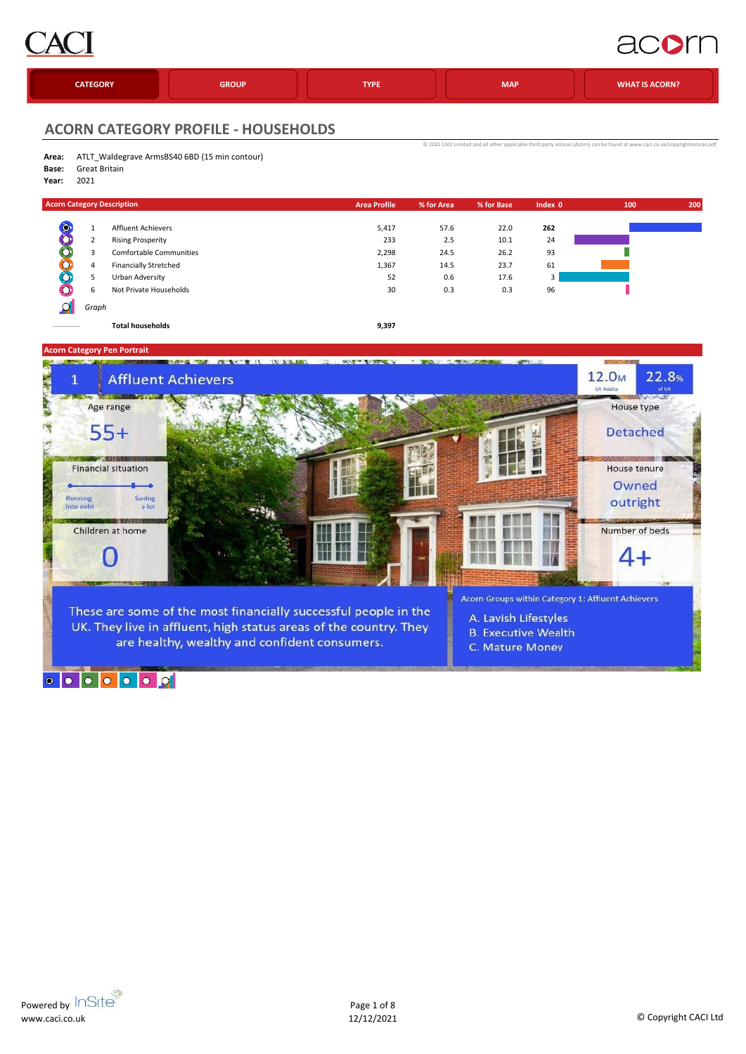CACI acorn

CATEGORY | GROUP | TYPE | MAP | WHAT IS ACORN?

## ACORN CATEGORY PROFILE - HOUSEHOLDS

© 2021 CACI Limited and all other applicable third party notices (Acorn) can be found at www.caci.co.uk/copyrightnotices.pdf

**Area:** ATLT_Waldegrave ArmsBS40 6BD (15 min contour)
**Base:** Great Britain
**Year:** 2021

| | Acorn Category Description | Area Profile | % for Area | % for Base | Index |
|---|---|---|---|---|---|
| 1 | Affluent Achievers | 5,417 | 57.6 | 22.0 | **262** |
| 2 | Rising Prosperity | 233 | 2.5 | 10.1 | 24 |
| 3 | Comfortable Communities | 2,298 | 24.5 | 26.2 | 93 |
| 4 | Financially Stretched | 1,367 | 14.5 | 23.7 | 61 |
| 5 | Urban Adversity | 52 | 0.6 | 17.6 | 3 |
| 6 | Not Private Households | 30 | 0.3 | 0.3 | 96 |
| | *Graph* | | | | |
| | **Total households** | **9,397** | | | |

### Acorn Category Pen Portrait

**1 Affluent Achievers**

12.0M UK Adults | 22.8% of UK

- Age range: 55+
- Financial situation: Running into debt — Saving a lot
- Children at home: 0
- House type: Detached
- House tenure: Owned outright
- Number of beds: 4+

These are some of the most financially successful people in the UK. They live in affluent, high status areas of the country. They are healthy, wealthy and confident consumers.

Acorn Groups within Category 1: Affluent Achievers

- A. Lavish Lifestyles
- B. Executive Wealth
- C. Mature Money

Powered by InSite
www.caci.co.uk

12/12/2021

© Copyright CACI Ltd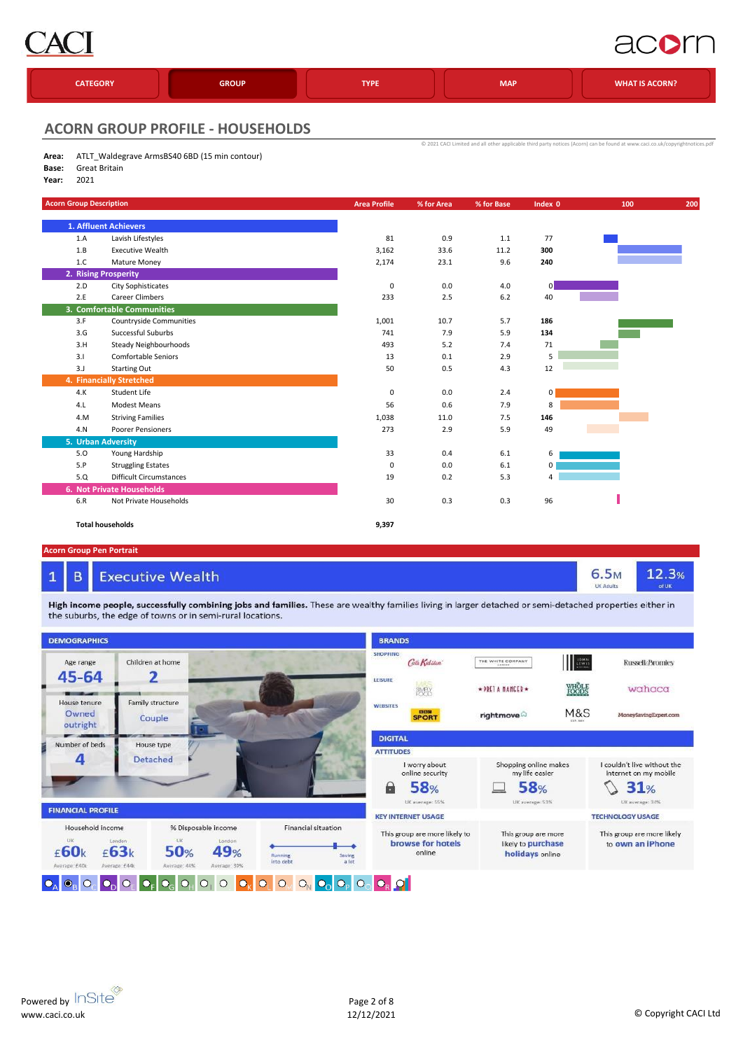CATEGORY | GROUP | TYPE | MAP | WHAT IS ACORN?

# ACORN GROUP PROFILE - HOUSEHOLDS

© 2021 CACI Limited and all other applicable third party notices (Acorn) can be found at www.caci.co.uk/copyrightnotices.pdf

**Area:** ATLT_Waldegrave ArmsBS40 6BD (15 min contour)
**Base:** Great Britain
**Year:** 2021

| Acorn Group Description | | Area Profile | % for Area | % for Base | Index |
|---|---|---|---|---|---|
| **1. Affluent Achievers** | | | | | |
| 1.A | Lavish Lifestyles | 81 | 0.9 | 1.1 | 77 |
| 1.B | Executive Wealth | 3,162 | 33.6 | 11.2 | **300** |
| 1.C | Mature Money | 2,174 | 23.1 | 9.6 | **240** |
| **2. Rising Prosperity** | | | | | |
| 2.D | City Sophisticates | 0 | 0.0 | 4.0 | 0 |
| 2.E | Career Climbers | 233 | 2.5 | 6.2 | 40 |
| **3. Comfortable Communities** | | | | | |
| 3.F | Countryside Communities | 1,001 | 10.7 | 5.7 | **186** |
| 3.G | Successful Suburbs | 741 | 7.9 | 5.9 | **134** |
| 3.H | Steady Neighbourhoods | 493 | 5.2 | 7.4 | 71 |
| 3.I | Comfortable Seniors | 13 | 0.1 | 2.9 | 5 |
| 3.J | Starting Out | 50 | 0.5 | 4.3 | 12 |
| **4. Financially Stretched** | | | | | |
| 4.K | Student Life | 0 | 0.0 | 2.4 | 0 |
| 4.L | Modest Means | 56 | 0.6 | 7.9 | 8 |
| 4.M | Striving Families | 1,038 | 11.0 | 7.5 | **146** |
| 4.N | Poorer Pensioners | 273 | 2.9 | 5.9 | 49 |
| **5. Urban Adversity** | | | | | |
| 5.O | Young Hardship | 33 | 0.4 | 6.1 | 6 |
| 5.P | Struggling Estates | 0 | 0.0 | 6.1 | 0 |
| 5.Q | Difficult Circumstances | 19 | 0.2 | 5.3 | 4 |
| **6. Not Private Households** | | | | | |
| 6.R | Not Private Households | 30 | 0.3 | 0.3 | 96 |
| **Total households** | | **9,397** | | | |

## Acorn Group Pen Portrait

### 1 B Executive Wealth

6.5M UK Adults | 12.3% of UK

**High income people, successfully combining jobs and families.** These are wealthy families living in larger detached or semi-detached properties either in the suburbs, the edge of towns or in semi-rural locations.

### DEMOGRAPHICS

- Age range: 45-64
- Children at home: 2
- House tenure: Owned outright
- Family structure: Couple
- Number of beds: 4
- House type: Detached

### FINANCIAL PROFILE

- Household Income: UK £60k (Average: £40k); London £63k (Average: £44k)
- % Disposable Income: UK 50% (Average: 44%); London 49% (Average: 39%)
- Financial situation: Running into debt — Saving a lot

### BRANDS

- SHOPPING: Cath Kidston, The White Company, John Lewis, Russell & Bromley
- LEISURE: M&S Simply Food, Pret A Manger, Whole Foods, wahaca
- WEBSITES: BBC Sport, rightmove, M&S, MoneySavingExpert.com

### DIGITAL

**ATTITUDES**

- I worry about online security: 58% (UK average: 55%)
- Shopping online makes my life easier: 58% (UK average: 53%)
- I couldn't live without the internet on my mobile: 31% (UK average: 34%)

**KEY INTERNET USAGE**

- This group are more likely to **browse for hotels** online
- This group are more likely to **purchase holidays** online

**TECHNOLOGY USAGE**

- This group are more likely to **own an iPhone**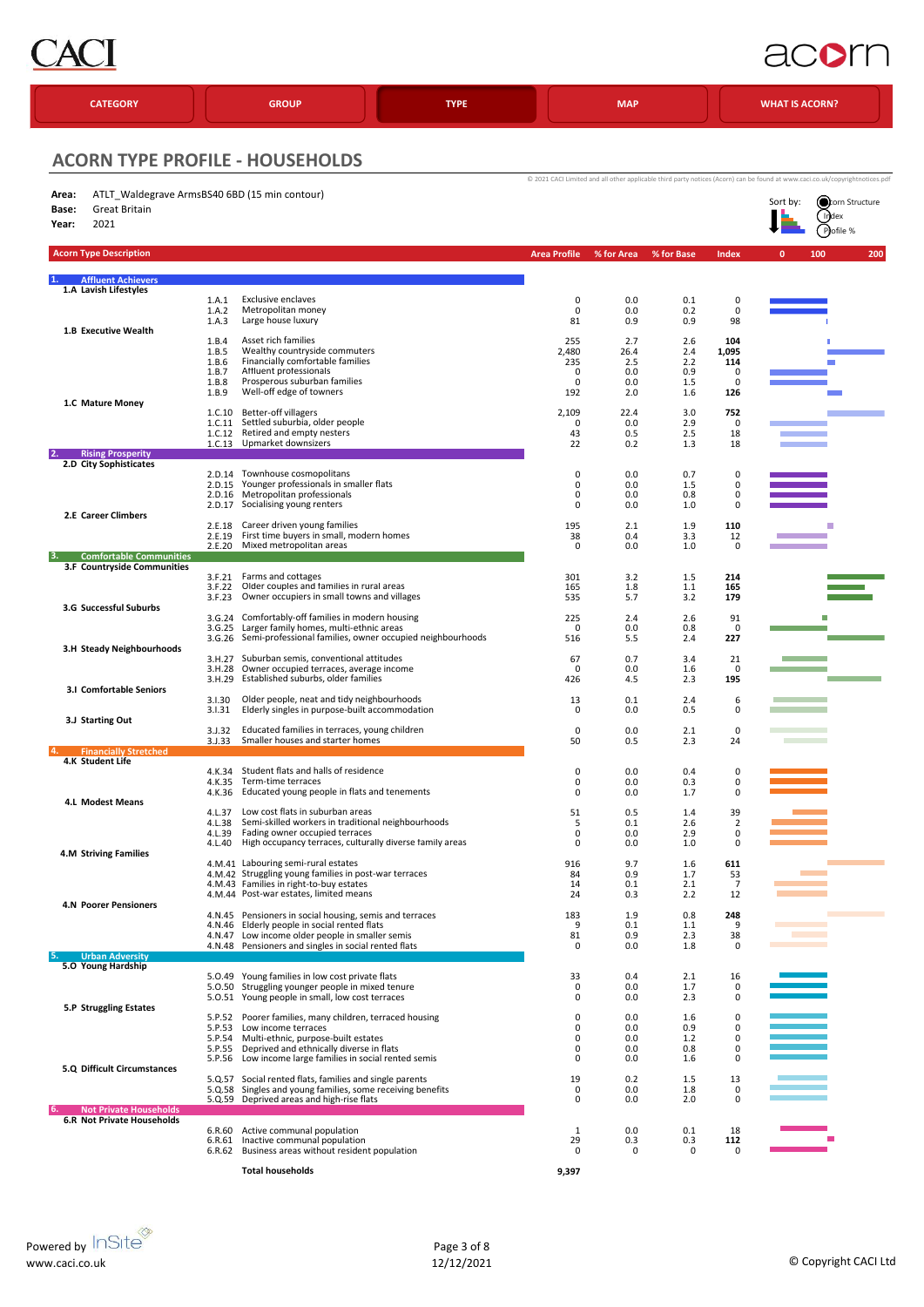CATEGORY | GROUP | TYPE | MAP | WHAT IS ACORN?

## ACORN TYPE PROFILE - HOUSEHOLDS

© 2021 CACI Limited and all other applicable third party notices (Acorn) can be found at www.caci.co.uk/copyrightnotices.pdf

**Area:** ATLT_Waldegrave ArmsBS40 6BD (15 min contour)
**Base:** Great Britain
**Year:** 2021

Sort by: Acorn Structure / Index / Profile %

| Acorn Type Description | | Area Profile | % for Area | % for Base | Index |
|---|---|---|---|---|---|
| **1. Affluent Achievers** | | | | | |
| **1.A Lavish Lifestyles** | | | | | |
| 1.A.1 | Exclusive enclaves | 0 | 0.0 | 0.1 | 0 |
| 1.A.2 | Metropolitan money | 0 | 0.0 | 0.2 | 0 |
| 1.A.3 | Large house luxury | 81 | 0.9 | 0.9 | 98 |
| **1.B Executive Wealth** | | | | | |
| 1.B.4 | Asset rich families | 255 | 2.7 | 2.6 | **104** |
| 1.B.5 | Wealthy countryside commuters | 2,480 | 26.4 | 2.4 | **1,095** |
| 1.B.6 | Financially comfortable families | 235 | 2.5 | 2.2 | **114** |
| 1.B.7 | Affluent professionals | 0 | 0.0 | 0.9 | 0 |
| 1.B.8 | Prosperous suburban families | 0 | 0.0 | 1.5 | 0 |
| 1.B.9 | Well-off edge of towners | 192 | 2.0 | 1.6 | **126** |
| **1.C Mature Money** | | | | | |
| 1.C.10 | Better-off villagers | 2,109 | 22.4 | 3.0 | **752** |
| 1.C.11 | Settled suburbia, older people | 0 | 0.0 | 2.9 | 0 |
| 1.C.12 | Retired and empty nesters | 43 | 0.5 | 2.5 | 18 |
| 1.C.13 | Upmarket downsizers | 22 | 0.2 | 1.3 | 18 |
| **2. Rising Prosperity** | | | | | |
| **2.D City Sophisticates** | | | | | |
| 2.D.14 | Townhouse cosmopolitans | 0 | 0.0 | 0.7 | 0 |
| 2.D.15 | Younger professionals in smaller flats | 0 | 0.0 | 1.5 | 0 |
| 2.D.16 | Metropolitan professionals | 0 | 0.0 | 0.8 | 0 |
| 2.D.17 | Socialising young renters | 0 | 0.0 | 1.0 | 0 |
| **2.E Career Climbers** | | | | | |
| 2.E.18 | Career driven young families | 195 | 2.1 | 1.9 | **110** |
| 2.E.19 | First time buyers in small, modern homes | 38 | 0.4 | 3.3 | 12 |
| 2.E.20 | Mixed metropolitan areas | 0 | 0.0 | 1.0 | 0 |
| **3. Comfortable Communities** | | | | | |
| **3.F Countryside Communities** | | | | | |
| 3.F.21 | Farms and cottages | 301 | 3.2 | 1.5 | **214** |
| 3.F.22 | Older couples and families in rural areas | 165 | 1.8 | 1.1 | **165** |
| 3.F.23 | Owner occupiers in small towns and villages | 535 | 5.7 | 3.2 | **179** |
| **3.G Successful Suburbs** | | | | | |
| 3.G.24 | Comfortably-off families in modern housing | 225 | 2.4 | 2.6 | 91 |
| 3.G.25 | Larger family homes, multi-ethnic areas | 0 | 0.0 | 0.8 | 0 |
| 3.G.26 | Semi-professional families, owner occupied neighbourhoods | 516 | 5.5 | 2.4 | **227** |
| **3.H Steady Neighbourhoods** | | | | | |
| 3.H.27 | Suburban semis, conventional attitudes | 67 | 0.7 | 3.4 | 21 |
| 3.H.28 | Owner occupied terraces, average income | 0 | 0.0 | 1.6 | 0 |
| 3.H.29 | Established suburbs, older families | 426 | 4.5 | 2.3 | **195** |
| **3.I Comfortable Seniors** | | | | | |
| 3.I.30 | Older people, neat and tidy neighbourhoods | 13 | 0.1 | 2.4 | 6 |
| 3.I.31 | Elderly singles in purpose-built accommodation | 0 | 0.0 | 0.5 | 0 |
| **3.J Starting Out** | | | | | |
| 3.J.32 | Educated families in terraces, young children | 0 | 0.0 | 2.1 | 0 |
| 3.J.33 | Smaller houses and starter homes | 50 | 0.5 | 2.3 | 24 |
| **4. Financially Stretched** | | | | | |
| **4.K Student Life** | | | | | |
| 4.K.34 | Student flats and halls of residence | 0 | 0.0 | 0.4 | 0 |
| 4.K.35 | Term-time terraces | 0 | 0.0 | 0.3 | 0 |
| 4.K.36 | Educated young people in flats and tenements | 0 | 0.0 | 1.7 | 0 |
| **4.L Modest Means** | | | | | |
| 4.L.37 | Low cost flats in suburban areas | 51 | 0.5 | 1.4 | 39 |
| 4.L.38 | Semi-skilled workers in traditional neighbourhoods | 5 | 0.1 | 2.6 | 2 |
| 4.L.39 | Fading owner occupied terraces | 0 | 0.0 | 2.9 | 0 |
| 4.L.40 | High occupancy terraces, culturally diverse family areas | 0 | 0.0 | 1.0 | 0 |
| **4.M Striving Families** | | | | | |
| 4.M.41 | Labouring semi-rural estates | 916 | 9.7 | 1.6 | **611** |
| 4.M.42 | Struggling young families in post-war terraces | 84 | 0.9 | 1.7 | 53 |
| 4.M.43 | Families in right-to-buy estates | 14 | 0.1 | 2.1 | 7 |
| 4.M.44 | Post-war estates, limited means | 24 | 0.3 | 2.2 | 12 |
| **4.N Poorer Pensioners** | | | | | |
| 4.N.45 | Pensioners in social housing, semis and terraces | 183 | 1.9 | 0.8 | **248** |
| 4.N.46 | Elderly people in social rented flats | 9 | 0.1 | 1.1 | 9 |
| 4.N.47 | Low income older people in smaller semis | 81 | 0.9 | 2.3 | 38 |
| 4.N.48 | Pensioners and singles in social rented flats | 0 | 0.0 | 1.8 | 0 |
| **5. Urban Adversity** | | | | | |
| **5.O Young Hardship** | | | | | |
| 5.O.49 | Young families in low cost private flats | 33 | 0.4 | 2.1 | 16 |
| 5.O.50 | Struggling younger people in mixed tenure | 0 | 0.0 | 1.7 | 0 |
| 5.O.51 | Young people in small, low cost terraces | 0 | 0.0 | 2.3 | 0 |
| **5.P Struggling Estates** | | | | | |
| 5.P.52 | Poorer families, many children, terraced housing | 0 | 0.0 | 1.6 | 0 |
| 5.P.53 | Low income terraces | 0 | 0.0 | 0.9 | 0 |
| 5.P.54 | Multi-ethnic, purpose-built estates | 0 | 0.0 | 1.2 | 0 |
| 5.P.55 | Deprived and ethnically diverse in flats | 0 | 0.0 | 0.8 | 0 |
| 5.P.56 | Low income large families in social rented semis | 0 | 0.0 | 1.6 | 0 |
| **5.Q Difficult Circumstances** | | | | | |
| 5.Q.57 | Social rented flats, families and single parents | 19 | 0.2 | 1.5 | 13 |
| 5.Q.58 | Singles and young families, some receiving benefits | 0 | 0.0 | 1.8 | 0 |
| 5.Q.59 | Deprived areas and high-rise flats | 0 | 0.0 | 2.0 | 0 |
| **6. Not Private Households** | | | | | |
| **6.R Not Private Households** | | | | | |
| 6.R.60 | Active communal population | 1 | 0.0 | 0.1 | 18 |
| 6.R.61 | Inactive communal population | 29 | 0.3 | 0.3 | **112** |
| 6.R.62 | Business areas without resident population | 0 | 0 | 0 | 0 |
| | **Total households** | **9,397** | | | |

Powered by InSite
www.caci.co.uk

12/12/2021

© Copyright CACI Ltd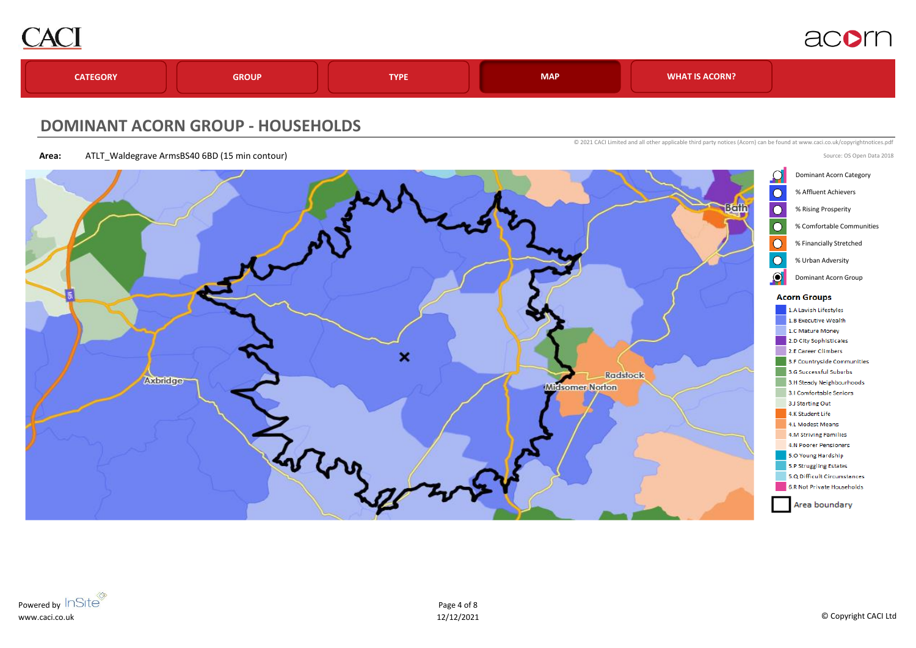CACI

acorn

CATEGORY | GROUP | TYPE | MAP | WHAT IS ACORN?

## DOMINANT ACORN GROUP - HOUSEHOLDS

© 2021 CACI Limited and all other applicable third party notices (Acorn) can be found at www.caci.co.uk/copyrightnotices.pdf

**Area:** ATLT_Waldegrave ArmsBS40 6BD (15 min contour)

Source: OS Open Data 2018

Bath

Axbridge

Radstock

Midsomer Norton

M5

- Dominant Acorn Category
- % Affluent Achievers
- % Rising Prosperity
- % Comfortable Communities
- % Financially Stretched
- % Urban Adversity
- Dominant Acorn Group

**Acorn Groups**

- 1.A Lavish Lifestyles
- 1.B Executive Wealth
- 1.C Mature Money
- 2.D City Sophisticates
- 2.E Career Climbers
- 3.F Countryside Communities
- 3.G Successful Suburbs
- 3.H Steady Neighbourhoods
- 3.I Comfortable Seniors
- 3.J Starting Out
- 4.K Student Life
- 4.L Modest Means
- 4.M Striving Families
- 4.N Poorer Pensioners
- 5.O Young Hardship
- 5.P Struggling Estates
- 5.Q Difficult Circumstances
- 6.R Not Private Households

Area boundary

Powered by InSite
www.caci.co.uk

12/12/2021

© Copyright CACI Ltd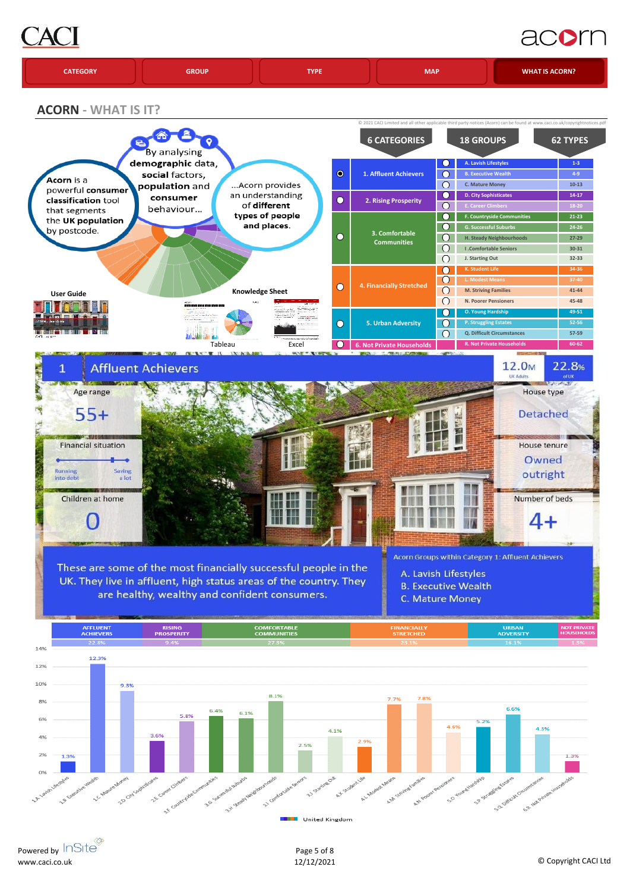CACI

acorn

| CATEGORY | GROUP | TYPE | MAP | WHAT IS ACORN? |
|---|---|---|---|---|

## ACORN - WHAT IS IT?

© 2021 CACI Limited and all other applicable third party notices (Acorn) can be found at www.caci.co.uk/copyrightnotices.pdf

**Acorn** is a powerful **consumer classification** tool that segments the **UK population** by postcode.

By analysing **demographic** data, **social** factors, **population** and **consumer** behaviour...

...Acorn provides an understanding **of different types of people and places.**

User Guide

Knowledge Sheet

Tableau

Excel

| 6 CATEGORIES | 18 GROUPS | 62 TYPES |
|---|---|---|
| 1. Affluent Achievers | A. Lavish Lifestyles | 1-3 |
| | B. Executive Wealth | 4-9 |
| | C. Mature Money | 10-13 |
| 2. Rising Prosperity | D. City Sophisticates | 14-17 |
| | E. Career Climbers | 18-20 |
| 3. Comfortable Communities | F. Countryside Communities | 21-23 |
| | G. Successful Suburbs | 24-26 |
| | H. Steady Neighbourhoods | 27-29 |
| | I. Comfortable Seniors | 30-31 |
| | J. Starting Out | 32-33 |
| 4. Financially Stretched | K. Student Life | 34-36 |
| | L. Modest Means | 37-40 |
| | M. Striving Families | 41-44 |
| | N. Poorer Pensioners | 45-48 |
| 5. Urban Adversity | O. Young Hardship | 49-51 |
| | P. Struggling Estates | 52-56 |
| | Q. Difficult Circumstances | 57-59 |
| 6. Not Private Households | R. Not Private Households | 60-62 |

## 1 Affluent Achievers

12.0M UK Adults | 22.8% of UK

| | |
|---|---|
| Age range | 55+ |
| Financial situation | Running into debt — Saving a lot |
| Children at home | 0 |
| House type | Detached |
| House tenure | Owned outright |
| Number of beds | 4+ |

These are some of the most financially successful people in the UK. They live in affluent, high status areas of the country. They are healthy, wealthy and confident consumers.

Acorn Groups within Category 1: Affluent Achievers

- A. Lavish Lifestyles
- B. Executive Wealth
- C. Mature Money

| AFFLUENT ACHIEVERS | RISING PROSPERITY | COMFORTABLE COMMUNITIES | FINANCIALLY STRETCHED | URBAN ADVERSITY | NOT PRIVATE HOUSEHOLDS |
|---|---|---|---|---|---|
| 22.8% | 9.4% | 27.3% | 23.1% | 16.1% | 1.5% |

| Group | United Kingdom |
|---|---|
| 1.A Lavish Lifestyles | 1.3% |
| 1.B Executive Wealth | 12.3% |
| 1.C Mature Money | 9.3% |
| 2.D City Sophisticates | 3.6% |
| 2.E Career Climbers | 5.8% |
| 3.F Countryside Communities | 6.4% |
| 3.G Successful Suburbs | 6.1% |
| 3.H Steady Neighbourhoods | 8.1% |
| 3.I Comfortable Seniors | 2.5% |
| 3.J Starting Out | 4.1% |
| 4.K Student Life | 2.9% |
| 4.L Modest Means | 7.7% |
| 4.M Striving Families | 7.8% |
| 4.N Poorer Pensioners | 4.6% |
| 5.O Young Hardship | 5.2% |
| 5.P Struggling Estates | 6.6% |
| 5.Q Difficult Circumstances | 4.3% |
| 6.R Not Private Households | 1.3% |

Powered by InSite
www.caci.co.uk

12/12/2021

© Copyright CACI Ltd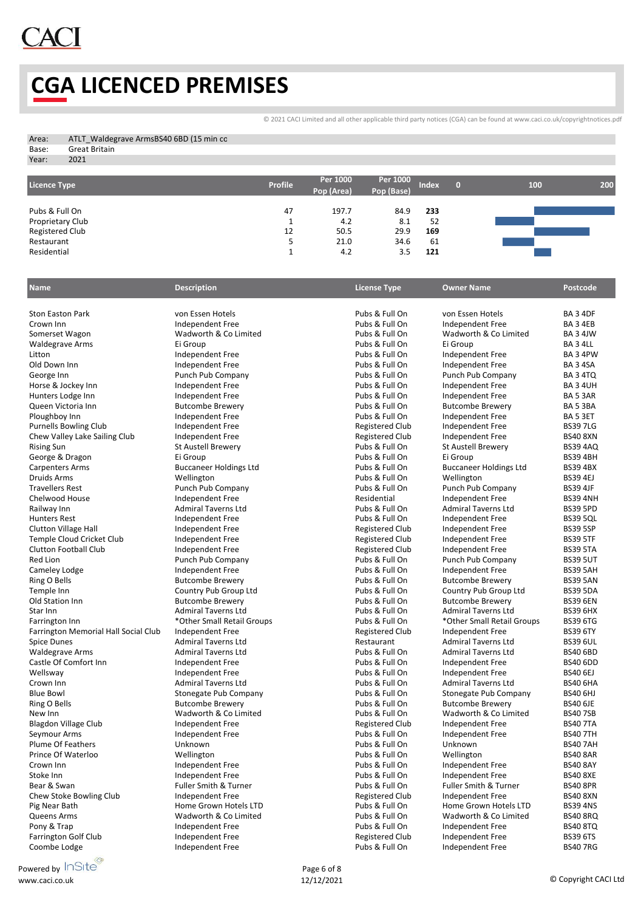# CGA LICENCED PREMISES

© 2021 CACI Limited and all other applicable third party notices (CGA) can be found at www.caci.co.uk/copyrightnotices.pdf

| | |
|---|---|
| Area: | ATLT_Waldegrave ArmsBS40 6BD (15 min co |
| Base: | Great Britain |
| Year: | 2021 |

| Licence Type | Profile | Per 1000 Pop (Area) | Per 1000 Pop (Base) | Index |
|---|---|---|---|---|
| Pubs & Full On | 47 | 197.7 | 84.9 | **233** |
| Proprietary Club | 1 | 4.2 | 8.1 | 52 |
| Registered Club | 12 | 50.5 | 29.9 | **169** |
| Restaurant | 5 | 21.0 | 34.6 | 61 |
| Residential | 1 | 4.2 | 3.5 | **121** |

| Name | Description | License Type | Owner Name | Postcode |
|---|---|---|---|---|
| Ston Easton Park | von Essen Hotels | Pubs & Full On | von Essen Hotels | BA 3 4DF |
| Crown Inn | Independent Free | Pubs & Full On | Independent Free | BA 3 4EB |
| Somerset Wagon | Wadworth & Co Limited | Pubs & Full On | Wadworth & Co Limited | BA 3 4JW |
| Waldegrave Arms | Ei Group | Pubs & Full On | Ei Group | BA 3 4LL |
| Litton | Independent Free | Pubs & Full On | Independent Free | BA 3 4PW |
| Old Down Inn | Independent Free | Pubs & Full On | Independent Free | BA 3 4SA |
| George Inn | Punch Pub Company | Pubs & Full On | Punch Pub Company | BA 3 4TQ |
| Horse & Jockey Inn | Independent Free | Pubs & Full On | Independent Free | BA 3 4UH |
| Hunters Lodge Inn | Independent Free | Pubs & Full On | Independent Free | BA 5 3AR |
| Queen Victoria Inn | Butcombe Brewery | Pubs & Full On | Butcombe Brewery | BA 5 3BA |
| Ploughboy Inn | Independent Free | Pubs & Full On | Independent Free | BA 5 3ET |
| Purnells Bowling Club | Independent Free | Registered Club | Independent Free | BS39 7LG |
| Chew Valley Lake Sailing Club | Independent Free | Registered Club | Independent Free | BS40 8XN |
| Rising Sun | St Austell Brewery | Pubs & Full On | St Austell Brewery | BS39 4AQ |
| George & Dragon | Ei Group | Pubs & Full On | Ei Group | BS39 4BH |
| Carpenters Arms | Buccaneer Holdings Ltd | Pubs & Full On | Buccaneer Holdings Ltd | BS39 4BX |
| Druids Arms | Wellington | Pubs & Full On | Wellington | BS39 4EJ |
| Travellers Rest | Punch Pub Company | Pubs & Full On | Punch Pub Company | BS39 4JF |
| Chelwood House | Independent Free | Residential | Independent Free | BS39 4NH |
| Railway Inn | Admiral Taverns Ltd | Pubs & Full On | Admiral Taverns Ltd | BS39 5PD |
| Hunters Rest | Independent Free | Pubs & Full On | Independent Free | BS39 5QL |
| Clutton Village Hall | Independent Free | Registered Club | Independent Free | BS39 5SP |
| Temple Cloud Cricket Club | Independent Free | Registered Club | Independent Free | BS39 5TF |
| Clutton Football Club | Independent Free | Registered Club | Independent Free | BS39 5TA |
| Red Lion | Punch Pub Company | Pubs & Full On | Punch Pub Company | BS39 5UT |
| Cameley Lodge | Independent Free | Pubs & Full On | Independent Free | BS39 5AH |
| Ring O Bells | Butcombe Brewery | Pubs & Full On | Butcombe Brewery | BS39 5AN |
| Temple Inn | Country Pub Group Ltd | Pubs & Full On | Country Pub Group Ltd | BS39 5DA |
| Old Station Inn | Butcombe Brewery | Pubs & Full On | Butcombe Brewery | BS39 6EN |
| Star Inn | Admiral Taverns Ltd | Pubs & Full On | Admiral Taverns Ltd | BS39 6HX |
| Farrington Inn | *Other Small Retail Groups | Pubs & Full On | *Other Small Retail Groups | BS39 6TG |
| Farrington Memorial Hall Social Club | Independent Free | Registered Club | Independent Free | BS39 6TY |
| Spice Dunes | Admiral Taverns Ltd | Restaurant | Admiral Taverns Ltd | BS39 6UL |
| Waldegrave Arms | Admiral Taverns Ltd | Pubs & Full On | Admiral Taverns Ltd | BS40 6BD |
| Castle Of Comfort Inn | Independent Free | Pubs & Full On | Independent Free | BS40 6DD |
| Wellsway | Independent Free | Pubs & Full On | Independent Free | BS40 6EJ |
| Crown Inn | Admiral Taverns Ltd | Pubs & Full On | Admiral Taverns Ltd | BS40 6HA |
| Blue Bowl | Stonegate Pub Company | Pubs & Full On | Stonegate Pub Company | BS40 6HJ |
| Ring O Bells | Butcombe Brewery | Pubs & Full On | Butcombe Brewery | BS40 6JE |
| New Inn | Wadworth & Co Limited | Pubs & Full On | Wadworth & Co Limited | BS40 7SB |
| Blagdon Village Club | Independent Free | Registered Club | Independent Free | BS40 7TA |
| Seymour Arms | Independent Free | Pubs & Full On | Independent Free | BS40 7TH |
| Plume Of Feathers | Unknown | Pubs & Full On | Unknown | BS40 7AH |
| Prince Of Waterloo | Wellington | Pubs & Full On | Wellington | BS40 8AR |
| Crown Inn | Independent Free | Pubs & Full On | Independent Free | BS40 8AY |
| Stoke Inn | Independent Free | Pubs & Full On | Independent Free | BS40 8XE |
| Bear & Swan | Fuller Smith & Turner | Pubs & Full On | Fuller Smith & Turner | BS40 8PR |
| Chew Stoke Bowling Club | Independent Free | Registered Club | Independent Free | BS40 8XN |
| Pig Near Bath | Home Grown Hotels LTD | Pubs & Full On | Home Grown Hotels LTD | BS39 4NS |
| Queens Arms | Wadworth & Co Limited | Pubs & Full On | Wadworth & Co Limited | BS40 8RQ |
| Pony & Trap | Independent Free | Pubs & Full On | Independent Free | BS40 8TQ |
| Farrington Golf Club | Independent Free | Registered Club | Independent Free | BS39 6TS |
| Coombe Lodge | Independent Free | Pubs & Full On | Independent Free | BS40 7RG |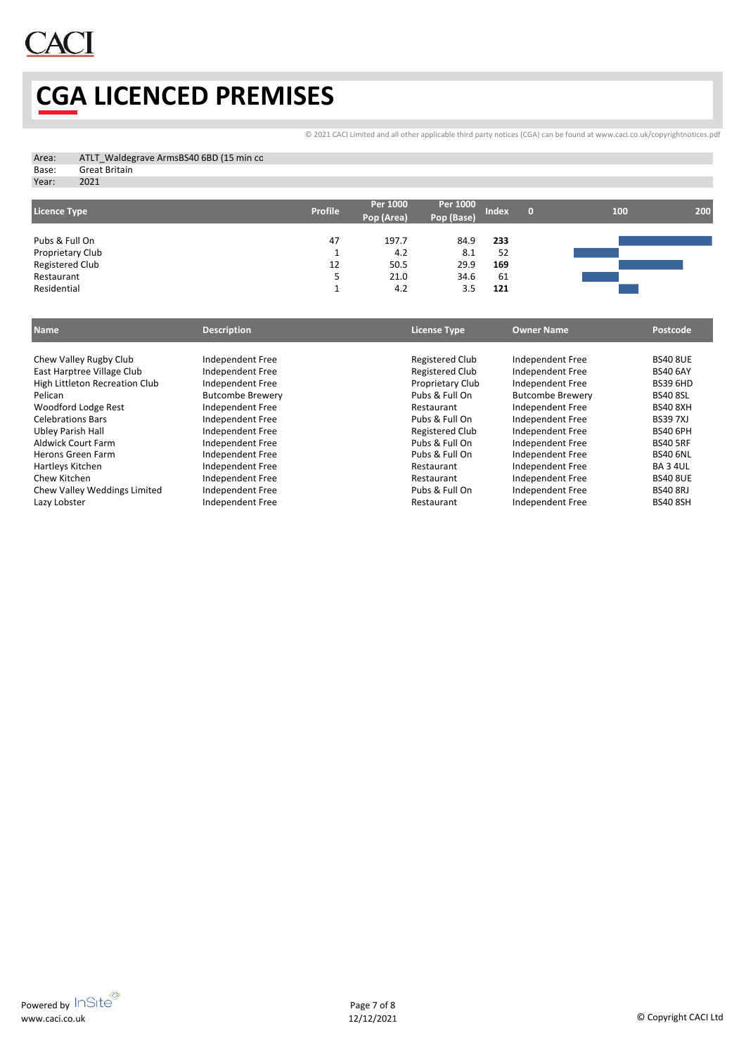# CGA LICENCED PREMISES

© 2021 CACI Limited and all other applicable third party notices (CGA) can be found at www.caci.co.uk/copyrightnotices.pdf

| | |
|---|---|
| Area: | ATLT_Waldegrave ArmsBS40 6BD (15 min cc |
| Base: | Great Britain |
| Year: | 2021 |

| Licence Type | Profile | Per 1000 Pop (Area) | Per 1000 Pop (Base) | Index |
|---|---|---|---|---|
| Pubs & Full On | 47 | 197.7 | 84.9 | **233** |
| Proprietary Club | 1 | 4.2 | 8.1 | 52 |
| Registered Club | 12 | 50.5 | 29.9 | **169** |
| Restaurant | 5 | 21.0 | 34.6 | 61 |
| Residential | 1 | 4.2 | 3.5 | **121** |

| Name | Description | License Type | Owner Name | Postcode |
|---|---|---|---|---|
| Chew Valley Rugby Club | Independent Free | Registered Club | Independent Free | BS40 8UE |
| East Harptree Village Club | Independent Free | Registered Club | Independent Free | BS40 6AY |
| High Littleton Recreation Club | Independent Free | Proprietary Club | Independent Free | BS39 6HD |
| Pelican | Butcombe Brewery | Pubs & Full On | Butcombe Brewery | BS40 8SL |
| Woodford Lodge Rest | Independent Free | Restaurant | Independent Free | BS40 8XH |
| Celebrations Bars | Independent Free | Pubs & Full On | Independent Free | BS39 7XJ |
| Ubley Parish Hall | Independent Free | Registered Club | Independent Free | BS40 6PH |
| Aldwick Court Farm | Independent Free | Pubs & Full On | Independent Free | BS40 5RF |
| Herons Green Farm | Independent Free | Pubs & Full On | Independent Free | BS40 6NL |
| Hartleys Kitchen | Independent Free | Restaurant | Independent Free | BA 3 4UL |
| Chew Kitchen | Independent Free | Restaurant | Independent Free | BS40 8UE |
| Chew Valley Weddings Limited | Independent Free | Pubs & Full On | Independent Free | BS40 8RJ |
| Lazy Lobster | Independent Free | Restaurant | Independent Free | BS40 8SH |

Powered by InSite
www.caci.co.uk

12/12/2021

© Copyright CACI Ltd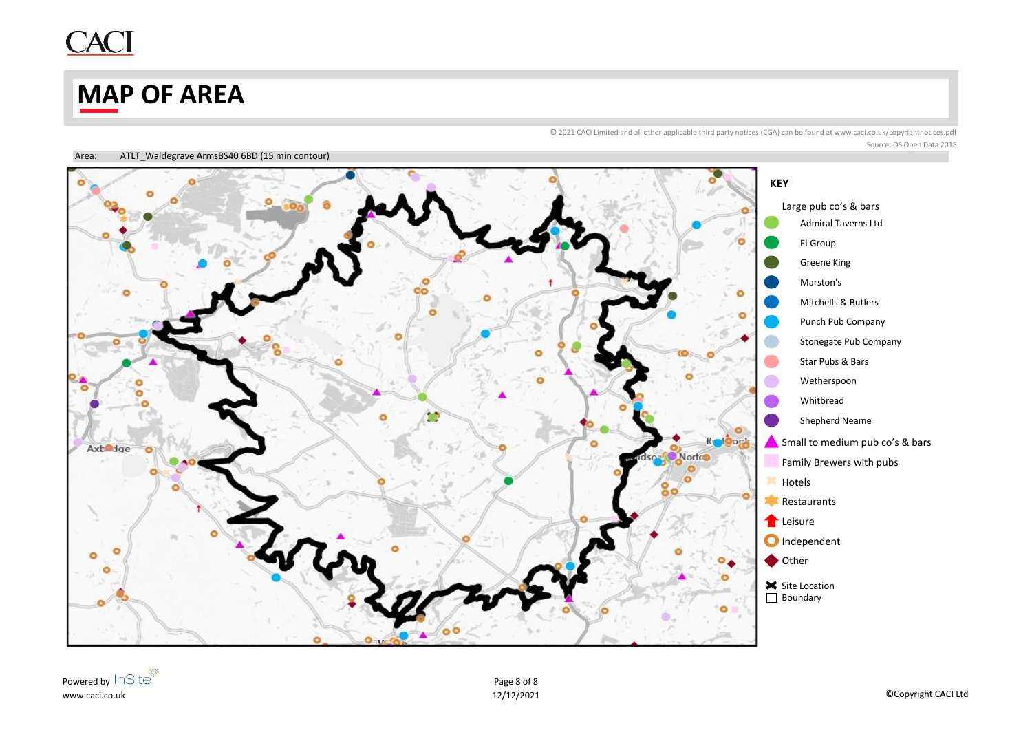# MAP OF AREA

© 2021 CACI Limited and all other applicable third party notices (CGA) can be found at www.caci.co.uk/copyrightnotices.pdf

Source: OS Open Data 2018

Area: ATLT_Waldegrave ArmsBS40 6BD (15 min contour)

Axbridge

Norton

KEY

Large pub co's & bars

- Admiral Taverns Ltd
- Ei Group
- Greene King
- Marston's
- Mitchells & Butlers
- Punch Pub Company
- Stonegate Pub Company
- Star Pubs & Bars
- Wetherspoon
- Whitbread
- Shepherd Neame

Small to medium pub co's & bars

Family Brewers with pubs

Hotels

Restaurants

Leisure

Independent

Other

Site Location

Boundary

Powered by InSite

www.caci.co.uk

12/12/2021

©Copyright CACI Ltd